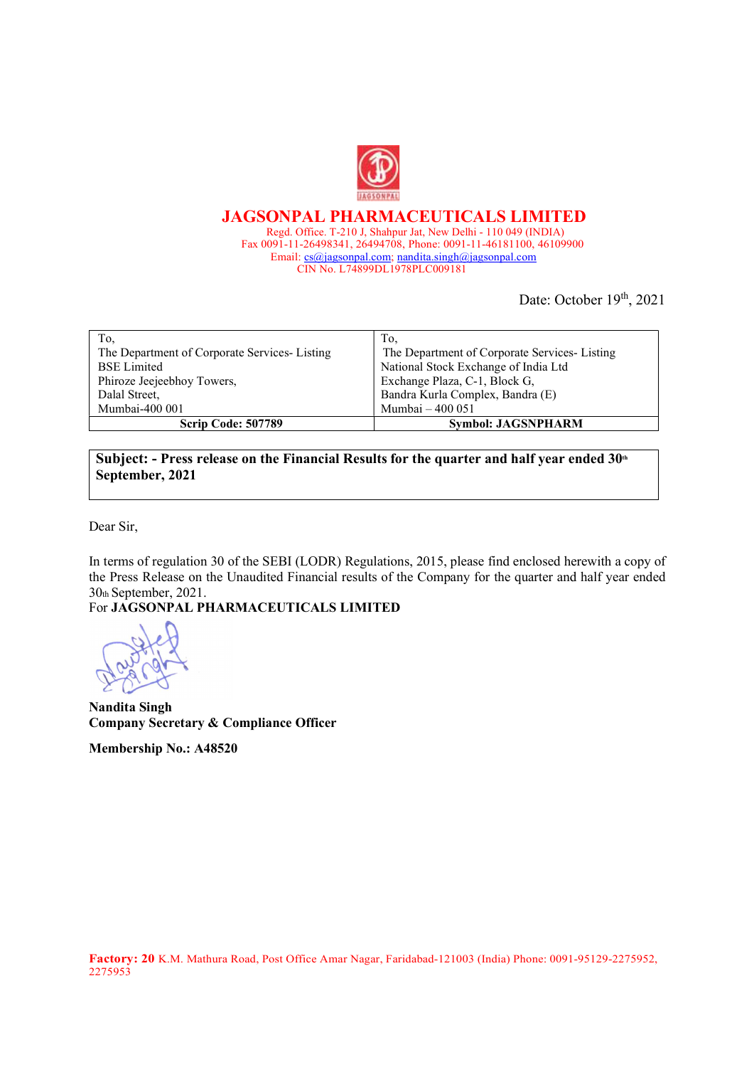# JAGSONPAL PHARMACEUTICALS LIMITED

Regd. Office. T-210 J, Shahpur Jat, New Delhi - 110 049 (INDIA)
Fax 0091-11-26498341, 26494708, Phone: 0091-11-46181100, 46109900
Email: cs@jagsonpal.com; nandita.singh@jagsonpal.com
CIN No. L74899DL1978PLC009181

Date: October 19th, 2021

| To,<br>The Department of Corporate Services- Listing<br>BSE Limited<br>Phiroze Jeejeebhoy Towers,<br>Dalal Street,<br>Mumbai-400 001 | To,<br>The Department of Corporate Services- Listing<br>National Stock Exchange of India Ltd<br>Exchange Plaza, C-1, Block G,<br>Bandra Kurla Complex, Bandra (E)<br>Mumbai – 400 051 |
|---|---|
| **Scrip Code: 507789** | **Symbol: JAGSNPHARM** |

**Subject: - Press release on the Financial Results for the quarter and half year ended 30th September, 2021**

Dear Sir,

In terms of regulation 30 of the SEBI (LODR) Regulations, 2015, please find enclosed herewith a copy of the Press Release on the Unaudited Financial results of the Company for the quarter and half year ended 30th September, 2021.

For **JAGSONPAL PHARMACEUTICALS LIMITED**

**Nandita Singh**
**Company Secretary & Compliance Officer**

**Membership No.: A48520**

**Factory: 20** K.M. Mathura Road, Post Office Amar Nagar, Faridabad-121003 (India) Phone: 0091-95129-2275952, 2275953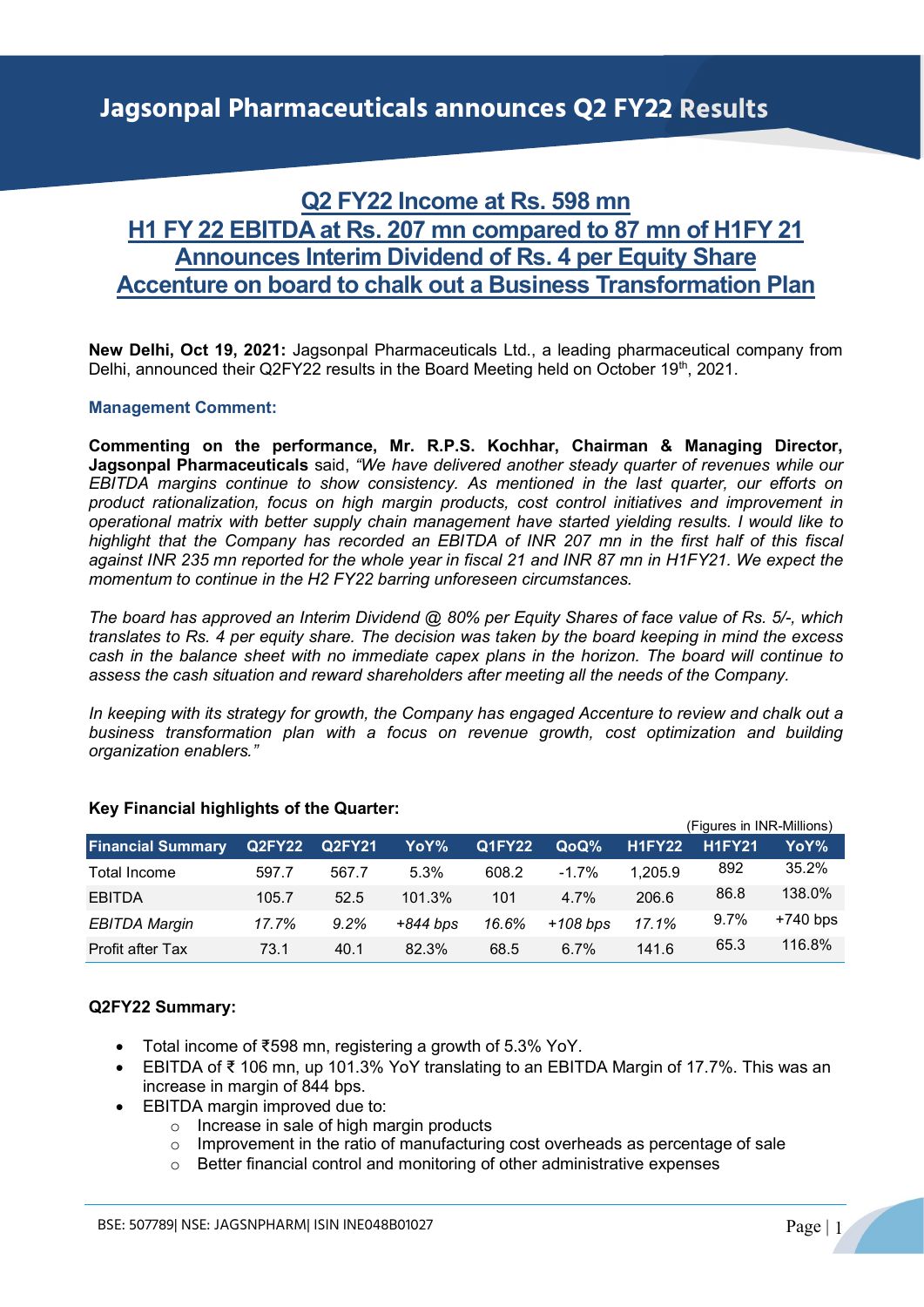# Jagsonpal Pharmaceuticals announces Q2 FY22 Results

## Q2 FY22 Income at Rs. 598 mn
## H1 FY 22 EBITDA at Rs. 207 mn compared to 87 mn of H1FY 21
## Announces Interim Dividend of Rs. 4 per Equity Share
## Accenture on board to chalk out a Business Transformation Plan

**New Delhi, Oct 19, 2021:** Jagsonpal Pharmaceuticals Ltd., a leading pharmaceutical company from Delhi, announced their Q2FY22 results in the Board Meeting held on October 19th, 2021.

### Management Comment:

**Commenting on the performance, Mr. R.P.S. Kochhar, Chairman & Managing Director, Jagsonpal Pharmaceuticals** said, *"We have delivered another steady quarter of revenues while our EBITDA margins continue to show consistency. As mentioned in the last quarter, our efforts on product rationalization, focus on high margin products, cost control initiatives and improvement in operational matrix with better supply chain management have started yielding results. I would like to highlight that the Company has recorded an EBITDA of INR 207 mn in the first half of this fiscal against INR 235 mn reported for the whole year in fiscal 21 and INR 87 mn in H1FY21. We expect the momentum to continue in the H2 FY22 barring unforeseen circumstances.*

*The board has approved an Interim Dividend @ 80% per Equity Shares of face value of Rs. 5/-, which translates to Rs. 4 per equity share. The decision was taken by the board keeping in mind the excess cash in the balance sheet with no immediate capex plans in the horizon. The board will continue to assess the cash situation and reward shareholders after meeting all the needs of the Company.*

*In keeping with its strategy for growth, the Company has engaged Accenture to review and chalk out a business transformation plan with a focus on revenue growth, cost optimization and building organization enablers."*

**Key Financial highlights of the Quarter:**

(Figures in INR-Millions)

| Financial Summary | Q2FY22 | Q2FY21 | YoY% | Q1FY22 | QoQ% | H1FY22 | H1FY21 | YoY% |
|---|---|---|---|---|---|---|---|---|
| Total Income | 597.7 | 567.7 | 5.3% | 608.2 | -1.7% | 1,205.9 | 892 | 35.2% |
| EBITDA | 105.7 | 52.5 | 101.3% | 101 | 4.7% | 206.6 | 86.8 | 138.0% |
| *EBITDA Margin* | *17.7%* | *9.2%* | *+844 bps* | *16.6%* | *+108 bps* | *17.1%* | 9.7% | +740 bps |
| Profit after Tax | 73.1 | 40.1 | 82.3% | 68.5 | 6.7% | 141.6 | 65.3 | 116.8% |

**Q2FY22 Summary:**

- Total income of ₹598 mn, registering a growth of 5.3% YoY.
- EBITDA of ₹ 106 mn, up 101.3% YoY translating to an EBITDA Margin of 17.7%. This was an increase in margin of 844 bps.
- EBITDA margin improved due to:
  - Increase in sale of high margin products
  - Improvement in the ratio of manufacturing cost overheads as percentage of sale
  - Better financial control and monitoring of other administrative expenses

BSE: 507789| NSE: JAGSNPHARM| ISIN INE048B01027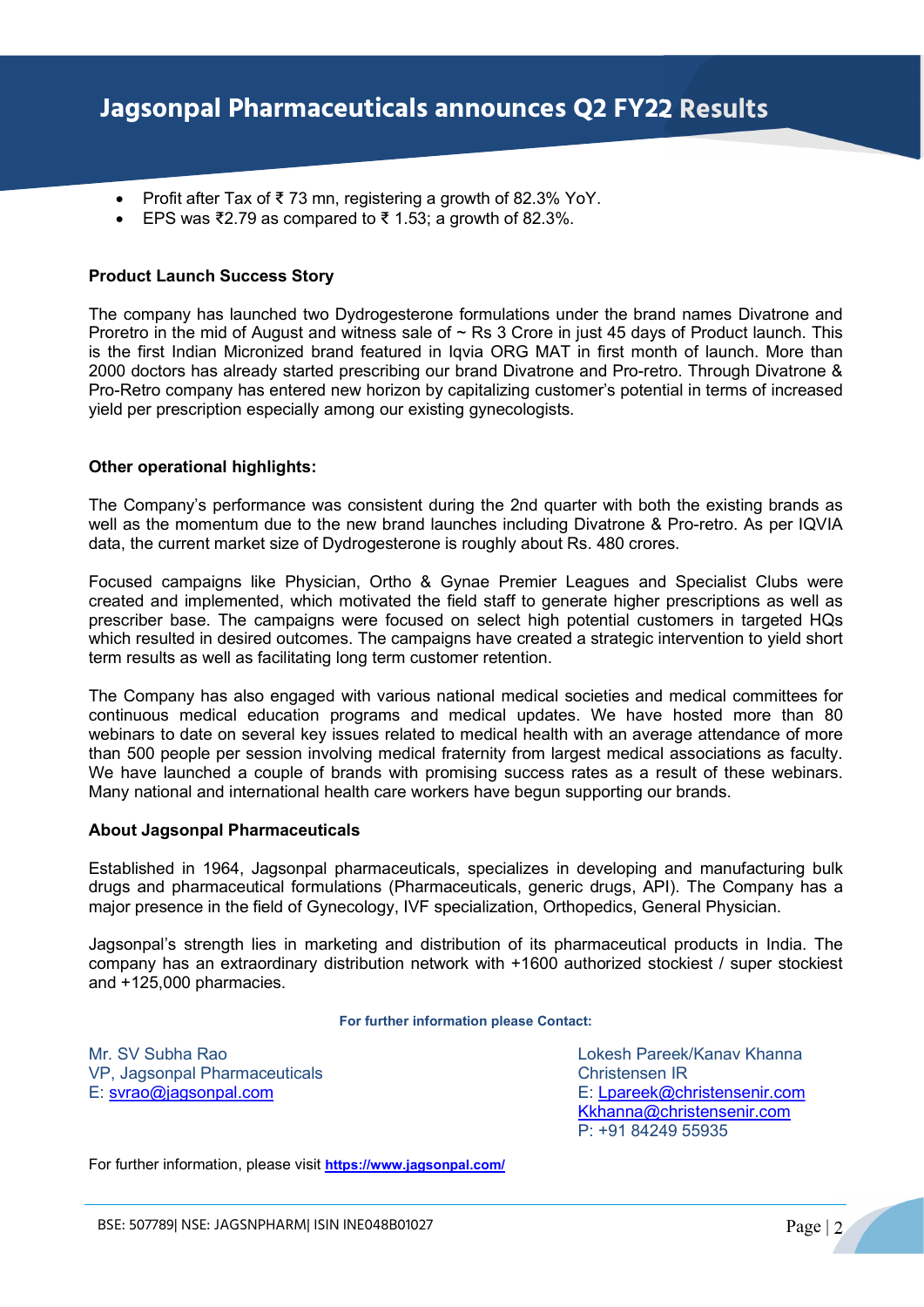# Jagsonpal Pharmaceuticals announces Q2 FY22 Results

- Profit after Tax of ₹ 73 mn, registering a growth of 82.3% YoY.
- EPS was ₹2.79 as compared to ₹ 1.53; a growth of 82.3%.

**Product Launch Success Story**

The company has launched two Dydrogesterone formulations under the brand names Divatrone and Proretro in the mid of August and witness sale of ~ Rs 3 Crore in just 45 days of Product launch. This is the first Indian Micronized brand featured in Iqvia ORG MAT in first month of launch. More than 2000 doctors has already started prescribing our brand Divatrone and Pro-retro. Through Divatrone & Pro-Retro company has entered new horizon by capitalizing customer's potential in terms of increased yield per prescription especially among our existing gynecologists.

**Other operational highlights:**

The Company's performance was consistent during the 2nd quarter with both the existing brands as well as the momentum due to the new brand launches including Divatrone & Pro-retro. As per IQVIA data, the current market size of Dydrogesterone is roughly about Rs. 480 crores.

Focused campaigns like Physician, Ortho & Gynae Premier Leagues and Specialist Clubs were created and implemented, which motivated the field staff to generate higher prescriptions as well as prescriber base. The campaigns were focused on select high potential customers in targeted HQs which resulted in desired outcomes. The campaigns have created a strategic intervention to yield short term results as well as facilitating long term customer retention.

The Company has also engaged with various national medical societies and medical committees for continuous medical education programs and medical updates. We have hosted more than 80 webinars to date on several key issues related to medical health with an average attendance of more than 500 people per session involving medical fraternity from largest medical associations as faculty. We have launched a couple of brands with promising success rates as a result of these webinars. Many national and international health care workers have begun supporting our brands.

**About Jagsonpal Pharmaceuticals**

Established in 1964, Jagsonpal pharmaceuticals, specializes in developing and manufacturing bulk drugs and pharmaceutical formulations (Pharmaceuticals, generic drugs, API). The Company has a major presence in the field of Gynecology, IVF specialization, Orthopedics, General Physician.

Jagsonpal's strength lies in marketing and distribution of its pharmaceutical products in India. The company has an extraordinary distribution network with +1600 authorized stockiest / super stockiest and +125,000 pharmacies.

**For further information please Contact:**

Mr. SV Subha Rao
VP, Jagsonpal Pharmaceuticals
E: svrao@jagsonpal.com

Lokesh Pareek/Kanav Khanna
Christensen IR
E: Lpareek@christensenir.com
Kkhanna@christensenir.com
P: +91 84249 55935

For further information, please visit **https://www.jagsonpal.com/**

BSE: 507789| NSE: JAGSNPHARM| ISIN INE048B01027